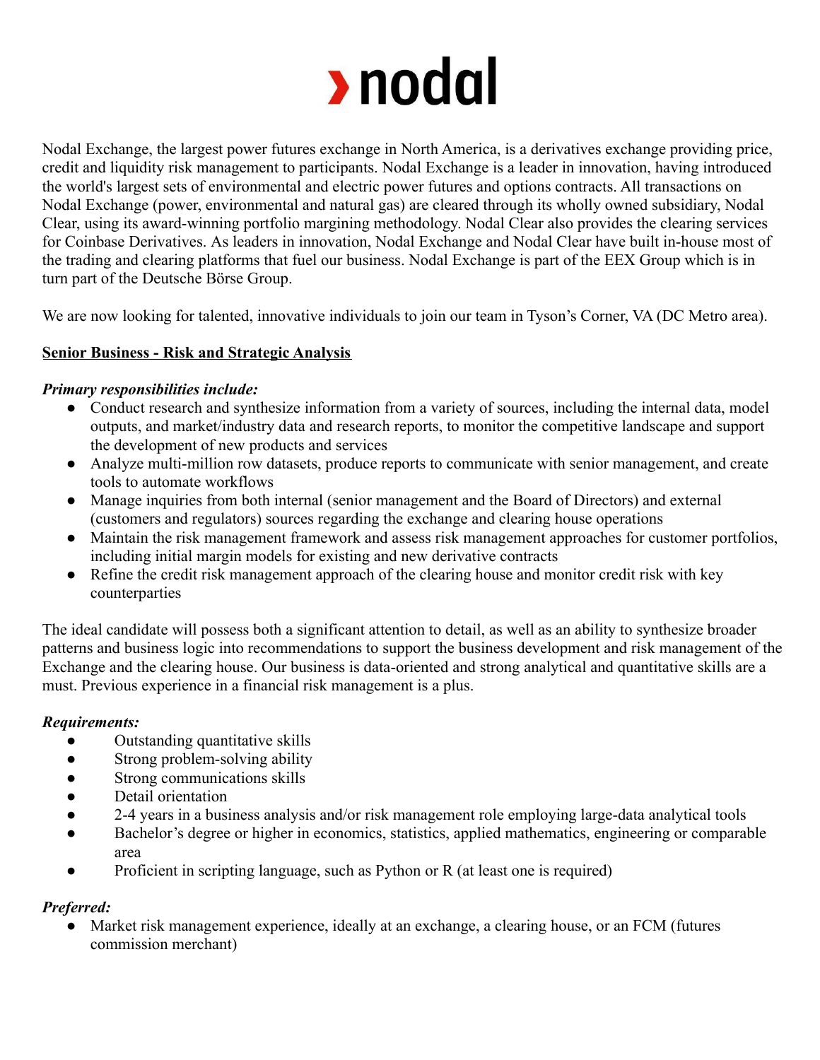# › nodal

Nodal Exchange, the largest power futures exchange in North America, is a derivatives exchange providing price, credit and liquidity risk management to participants. Nodal Exchange is a leader in innovation, having introduced the world's largest sets of environmental and electric power futures and options contracts. All transactions on Nodal Exchange (power, environmental and natural gas) are cleared through its wholly owned subsidiary, Nodal Clear, using its award-winning portfolio margining methodology. Nodal Clear also provides the clearing services for Coinbase Derivatives. As leaders in innovation, Nodal Exchange and Nodal Clear have built in-house most of the trading and clearing platforms that fuel our business. Nodal Exchange is part of the EEX Group which is in turn part of the Deutsche Börse Group.

We are now looking for talented, innovative individuals to join our team in Tyson's Corner, VA (DC Metro area).

## Senior Business - Risk and Strategic Analysis

***Primary responsibilities include:***

- Conduct research and synthesize information from a variety of sources, including the internal data, model outputs, and market/industry data and research reports, to monitor the competitive landscape and support the development of new products and services
- Analyze multi-million row datasets, produce reports to communicate with senior management, and create tools to automate workflows
- Manage inquiries from both internal (senior management and the Board of Directors) and external (customers and regulators) sources regarding the exchange and clearing house operations
- Maintain the risk management framework and assess risk management approaches for customer portfolios, including initial margin models for existing and new derivative contracts
- Refine the credit risk management approach of the clearing house and monitor credit risk with key counterparties

The ideal candidate will possess both a significant attention to detail, as well as an ability to synthesize broader patterns and business logic into recommendations to support the business development and risk management of the Exchange and the clearing house. Our business is data-oriented and strong analytical and quantitative skills are a must. Previous experience in a financial risk management is a plus.

***Requirements:***

- Outstanding quantitative skills
- Strong problem-solving ability
- Strong communications skills
- Detail orientation
- 2-4 years in a business analysis and/or risk management role employing large-data analytical tools
- Bachelor's degree or higher in economics, statistics, applied mathematics, engineering or comparable area
- Proficient in scripting language, such as Python or R (at least one is required)

***Preferred:***

- Market risk management experience, ideally at an exchange, a clearing house, or an FCM (futures commission merchant)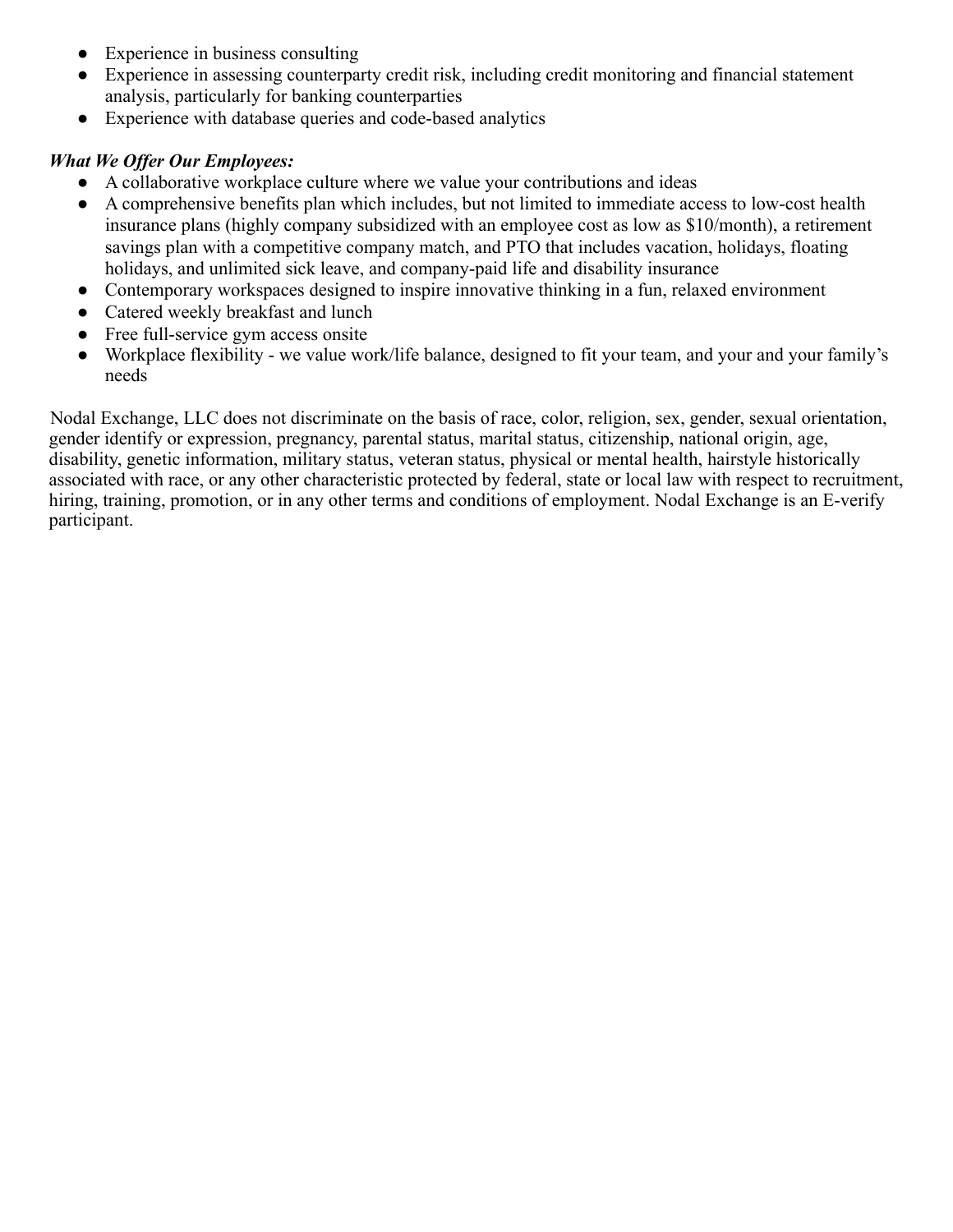- Experience in business consulting
- Experience in assessing counterparty credit risk, including credit monitoring and financial statement analysis, particularly for banking counterparties
- Experience with database queries and code-based analytics

***What We Offer Our Employees:***

- A collaborative workplace culture where we value your contributions and ideas
- A comprehensive benefits plan which includes, but not limited to immediate access to low-cost health insurance plans (highly company subsidized with an employee cost as low as $10/month), a retirement savings plan with a competitive company match, and PTO that includes vacation, holidays, floating holidays, and unlimited sick leave, and company-paid life and disability insurance
- Contemporary workspaces designed to inspire innovative thinking in a fun, relaxed environment
- Catered weekly breakfast and lunch
- Free full-service gym access onsite
- Workplace flexibility - we value work/life balance, designed to fit your team, and your and your family's needs

Nodal Exchange, LLC does not discriminate on the basis of race, color, religion, sex, gender, sexual orientation, gender identify or expression, pregnancy, parental status, marital status, citizenship, national origin, age, disability, genetic information, military status, veteran status, physical or mental health, hairstyle historically associated with race, or any other characteristic protected by federal, state or local law with respect to recruitment, hiring, training, promotion, or in any other terms and conditions of employment. Nodal Exchange is an E-verify participant.